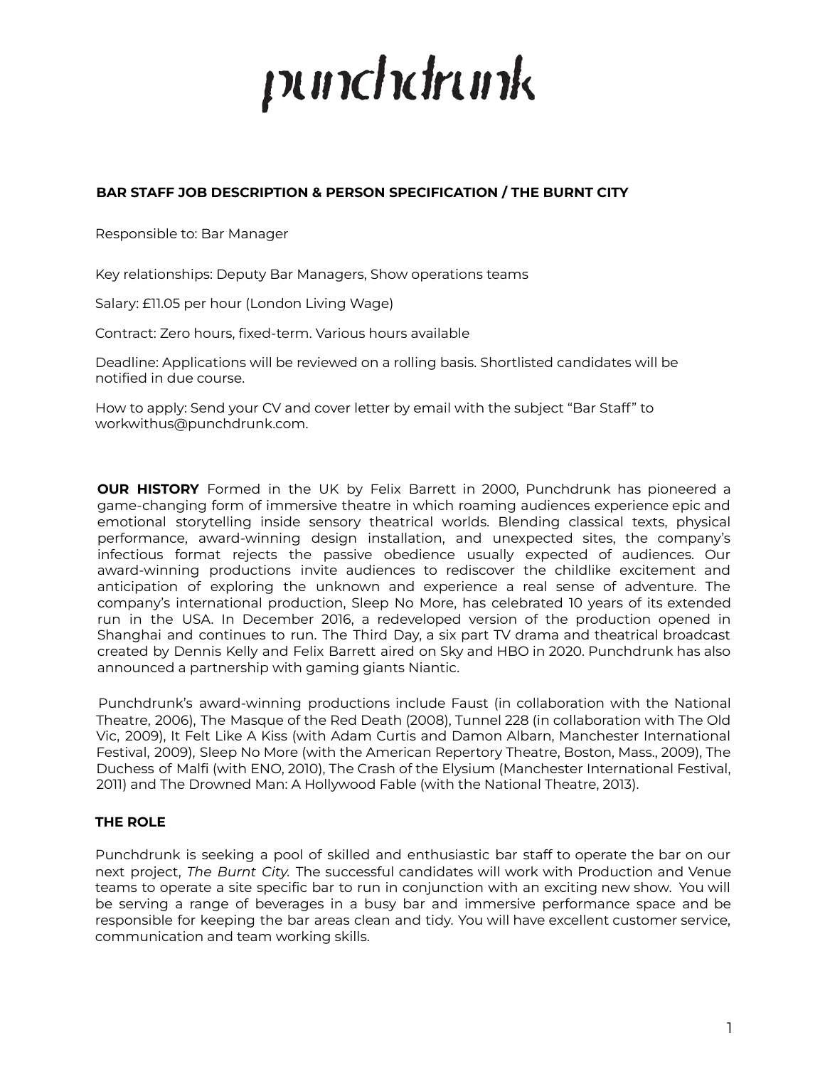# punchdrunk

## BAR STAFF JOB DESCRIPTION & PERSON SPECIFICATION / THE BURNT CITY

Responsible to: Bar Manager

Key relationships: Deputy Bar Managers, Show operations teams

Salary: £11.05 per hour (London Living Wage)

Contract: Zero hours, fixed-term. Various hours available

Deadline: Applications will be reviewed on a rolling basis. Shortlisted candidates will be notified in due course.

How to apply: Send your CV and cover letter by email with the subject "Bar Staff" to workwithus@punchdrunk.com.

**OUR HISTORY** Formed in the UK by Felix Barrett in 2000, Punchdrunk has pioneered a game-changing form of immersive theatre in which roaming audiences experience epic and emotional storytelling inside sensory theatrical worlds. Blending classical texts, physical performance, award-winning design installation, and unexpected sites, the company's infectious format rejects the passive obedience usually expected of audiences. Our award-winning productions invite audiences to rediscover the childlike excitement and anticipation of exploring the unknown and experience a real sense of adventure. The company's international production, Sleep No More, has celebrated 10 years of its extended run in the USA. In December 2016, a redeveloped version of the production opened in Shanghai and continues to run. The Third Day, a six part TV drama and theatrical broadcast created by Dennis Kelly and Felix Barrett aired on Sky and HBO in 2020. Punchdrunk has also announced a partnership with gaming giants Niantic.

Punchdrunk's award-winning productions include Faust (in collaboration with the National Theatre, 2006), The Masque of the Red Death (2008), Tunnel 228 (in collaboration with The Old Vic, 2009), It Felt Like A Kiss (with Adam Curtis and Damon Albarn, Manchester International Festival, 2009), Sleep No More (with the American Repertory Theatre, Boston, Mass., 2009), The Duchess of Malfi (with ENO, 2010), The Crash of the Elysium (Manchester International Festival, 2011) and The Drowned Man: A Hollywood Fable (with the National Theatre, 2013).

### THE ROLE

Punchdrunk is seeking a pool of skilled and enthusiastic bar staff to operate the bar on our next project, *The Burnt City.* The successful candidates will work with Production and Venue teams to operate a site specific bar to run in conjunction with an exciting new show. You will be serving a range of beverages in a busy bar and immersive performance space and be responsible for keeping the bar areas clean and tidy. You will have excellent customer service, communication and team working skills.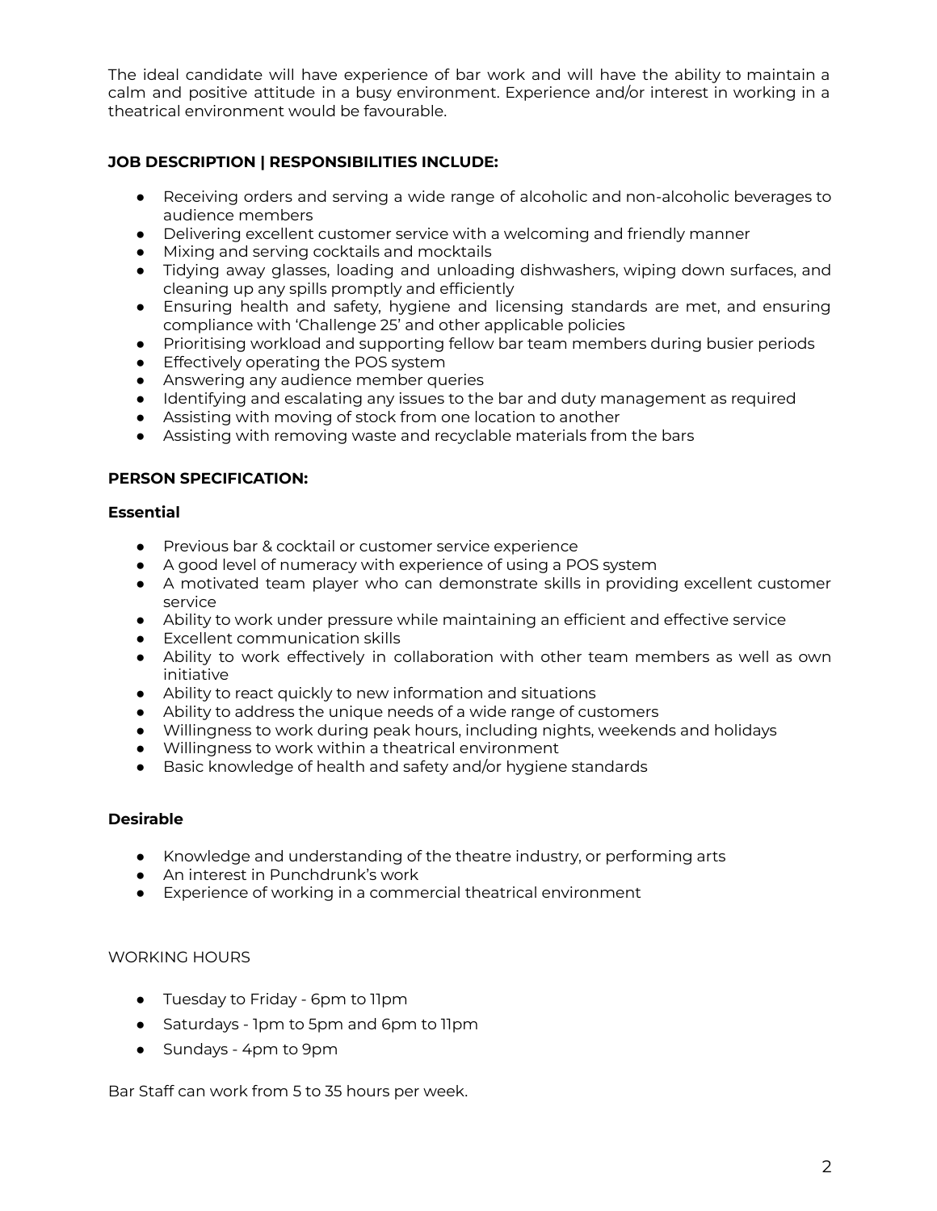The ideal candidate will have experience of bar work and will have the ability to maintain a calm and positive attitude in a busy environment. Experience and/or interest in working in a theatrical environment would be favourable.

**JOB DESCRIPTION | RESPONSIBILITIES INCLUDE:**

- Receiving orders and serving a wide range of alcoholic and non-alcoholic beverages to audience members
- Delivering excellent customer service with a welcoming and friendly manner
- Mixing and serving cocktails and mocktails
- Tidying away glasses, loading and unloading dishwashers, wiping down surfaces, and cleaning up any spills promptly and efficiently
- Ensuring health and safety, hygiene and licensing standards are met, and ensuring compliance with 'Challenge 25' and other applicable policies
- Prioritising workload and supporting fellow bar team members during busier periods
- Effectively operating the POS system
- Answering any audience member queries
- Identifying and escalating any issues to the bar and duty management as required
- Assisting with moving of stock from one location to another
- Assisting with removing waste and recyclable materials from the bars

**PERSON SPECIFICATION:**

**Essential**

- Previous bar & cocktail or customer service experience
- A good level of numeracy with experience of using a POS system
- A motivated team player who can demonstrate skills in providing excellent customer service
- Ability to work under pressure while maintaining an efficient and effective service
- Excellent communication skills
- Ability to work effectively in collaboration with other team members as well as own initiative
- Ability to react quickly to new information and situations
- Ability to address the unique needs of a wide range of customers
- Willingness to work during peak hours, including nights, weekends and holidays
- Willingness to work within a theatrical environment
- Basic knowledge of health and safety and/or hygiene standards

**Desirable**

- Knowledge and understanding of the theatre industry, or performing arts
- An interest in Punchdrunk's work
- Experience of working in a commercial theatrical environment

WORKING HOURS

- Tuesday to Friday - 6pm to 11pm
- Saturdays - 1pm to 5pm and 6pm to 11pm
- Sundays - 4pm to 9pm

Bar Staff can work from 5 to 35 hours per week.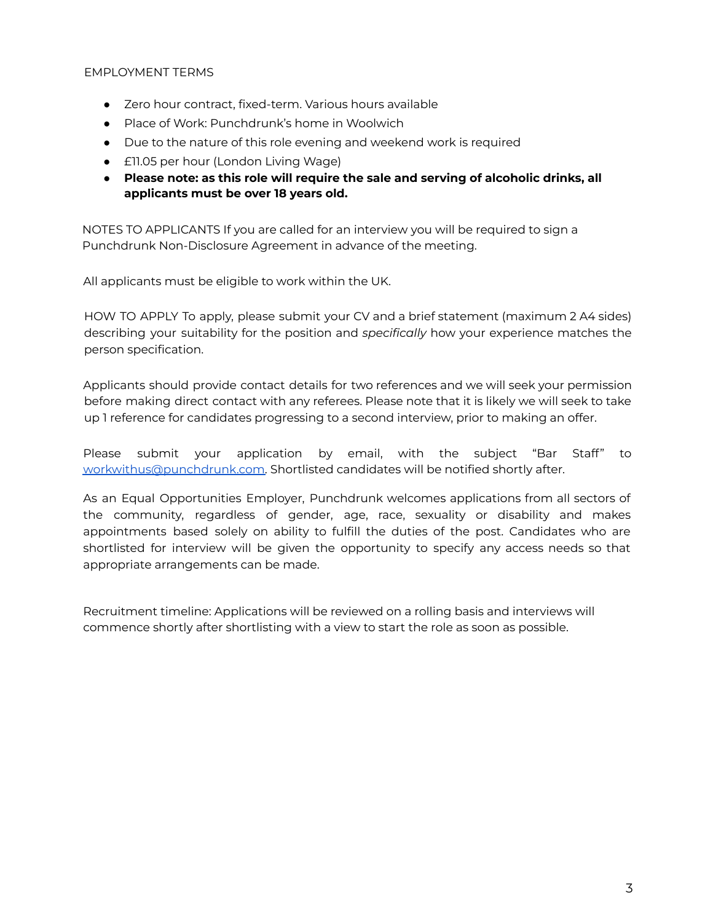EMPLOYMENT TERMS

- Zero hour contract, fixed-term. Various hours available
- Place of Work: Punchdrunk's home in Woolwich
- Due to the nature of this role evening and weekend work is required
- £11.05 per hour (London Living Wage)
- **Please note: as this role will require the sale and serving of alcoholic drinks, all applicants must be over 18 years old.**

NOTES TO APPLICANTS If you are called for an interview you will be required to sign a Punchdrunk Non-Disclosure Agreement in advance of the meeting.

All applicants must be eligible to work within the UK.

HOW TO APPLY To apply, please submit your CV and a brief statement (maximum 2 A4 sides) describing your suitability for the position and *specifically* how your experience matches the person specification.

Applicants should provide contact details for two references and we will seek your permission before making direct contact with any referees. Please note that it is likely we will seek to take up 1 reference for candidates progressing to a second interview, prior to making an offer.

Please submit your application by email, with the subject "Bar Staff" to workwithus@punchdrunk.com. Shortlisted candidates will be notified shortly after.

As an Equal Opportunities Employer, Punchdrunk welcomes applications from all sectors of the community, regardless of gender, age, race, sexuality or disability and makes appointments based solely on ability to fulfill the duties of the post. Candidates who are shortlisted for interview will be given the opportunity to specify any access needs so that appropriate arrangements can be made.

Recruitment timeline: Applications will be reviewed on a rolling basis and interviews will commence shortly after shortlisting with a view to start the role as soon as possible.